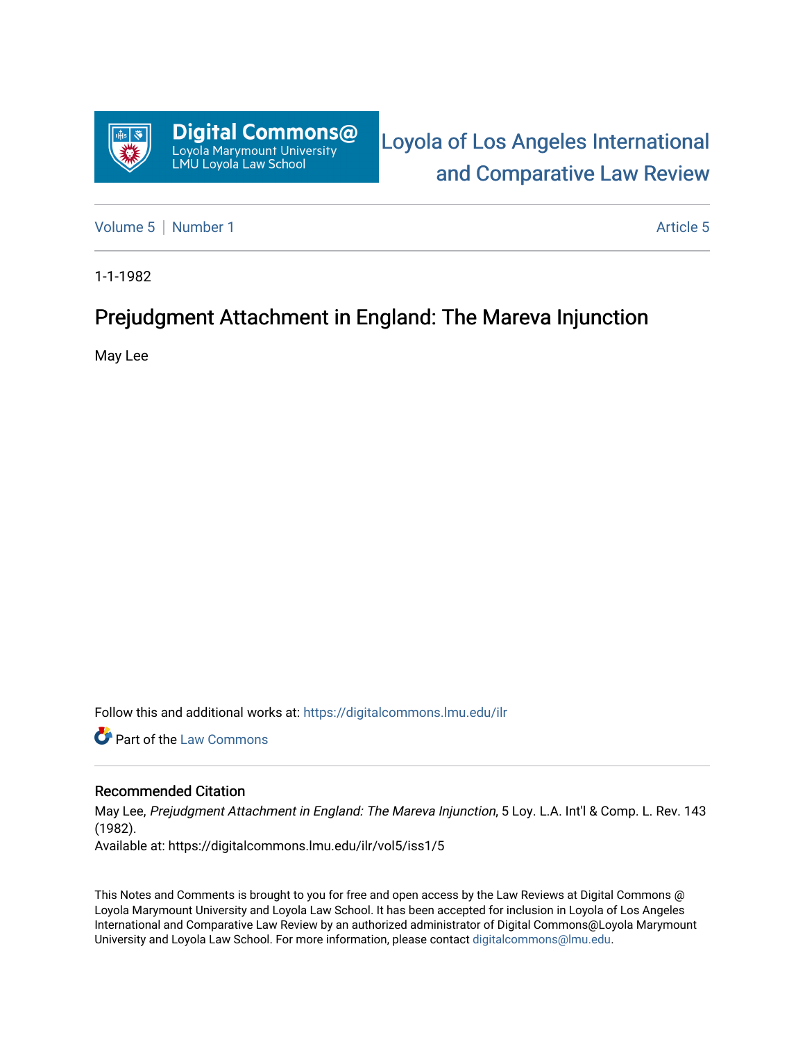Digital Commons@
Loyola Marymount University
LMU Loyola Law School

Loyola of Los Angeles International and Comparative Law Review

Volume 5 | Number 1 — Article 5

1-1-1982

# Prejudgment Attachment in England: The Mareva Injunction

May Lee

Follow this and additional works at: https://digitalcommons.lmu.edu/ilr

Part of the Law Commons

## Recommended Citation

May Lee, *Prejudgment Attachment in England: The Mareva Injunction*, 5 Loy. L.A. Int'l & Comp. L. Rev. 143 (1982).

Available at: https://digitalcommons.lmu.edu/ilr/vol5/iss1/5

This Notes and Comments is brought to you for free and open access by the Law Reviews at Digital Commons @ Loyola Marymount University and Loyola Law School. It has been accepted for inclusion in Loyola of Los Angeles International and Comparative Law Review by an authorized administrator of Digital Commons@Loyola Marymount University and Loyola Law School. For more information, please contact digitalcommons@lmu.edu.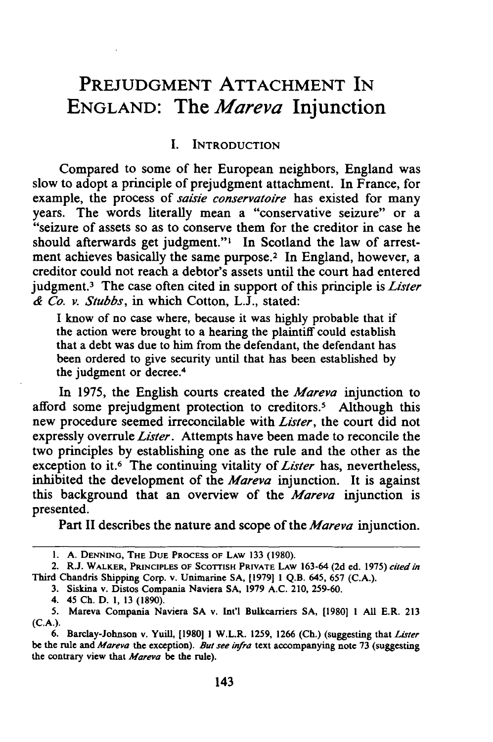# PREJUDGMENT ATTACHMENT IN ENGLAND: The *Mareva* Injunction

## I. INTRODUCTION

Compared to some of her European neighbors, England was slow to adopt a principle of prejudgment attachment. In France, for example, the process of *saisie conservatoire* has existed for many years. The words literally mean a "conservative seizure" or a "seizure of assets so as to conserve them for the creditor in case he should afterwards get judgment."[1] In Scotland the law of arrestment achieves basically the same purpose.[2] In England, however, a creditor could not reach a debtor's assets until the court had entered judgment.[3] The case often cited in support of this principle is *Lister & Co. v. Stubbs*, in which Cotton, L.J., stated:

> I know of no case where, because it was highly probable that if the action were brought to a hearing the plaintiff could establish that a debt was due to him from the defendant, the defendant has been ordered to give security until that has been established by the judgment or decree.[4]

In 1975, the English courts created the *Mareva* injunction to afford some prejudgment protection to creditors.[5] Although this new procedure seemed irreconcilable with *Lister*, the court did not expressly overrule *Lister*. Attempts have been made to reconcile the two principles by establishing one as the rule and the other as the exception to it.[6] The continuing vitality of *Lister* has, nevertheless, inhibited the development of the *Mareva* injunction. It is against this background that an overview of the *Mareva* injunction is presented.

Part II describes the nature and scope of the *Mareva* injunction.

---

1. A. DENNING, THE DUE PROCESS OF LAW 133 (1980).
2. R.J. WALKER, PRINCIPLES OF SCOTTISH PRIVATE LAW 163-64 (2d ed. 1975) *cited in* Third Chandris Shipping Corp. v. Unimarine SA, [1979] 1 Q.B. 645, 657 (C.A.).
3. Siskina v. Distos Compania Naviera SA, 1979 A.C. 210, 259-60.
4. 45 Ch. D. 1, 13 (1890).
5. Mareva Compania Naviera SA v. Int'l Bulkcarriers SA, [1980] 1 All E.R. 213 (C.A.).
6. Barclay-Johnson v. Yuill, [1980] 1 W.L.R. 1259, 1266 (Ch.) (suggesting that *Lister* be the rule and *Mareva* the exception). *But see infra* text accompanying note 73 (suggesting the contrary view that *Mareva* be the rule).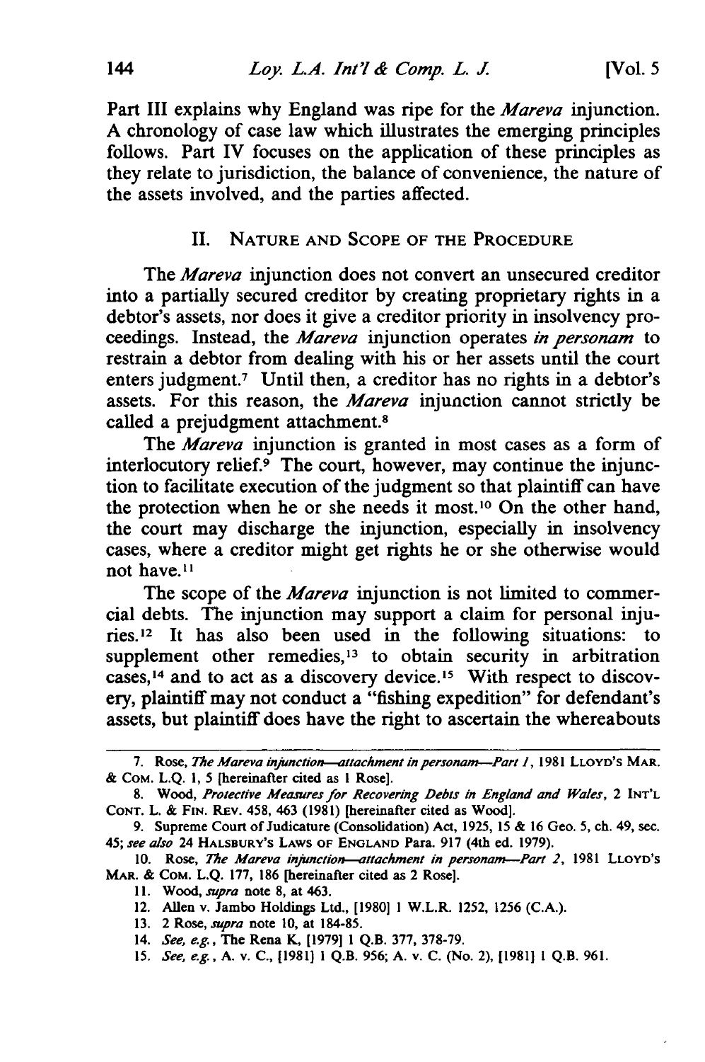Part III explains why England was ripe for the *Mareva* injunction. A chronology of case law which illustrates the emerging principles follows. Part IV focuses on the application of these principles as they relate to jurisdiction, the balance of convenience, the nature of the assets involved, and the parties affected.

## II. NATURE AND SCOPE OF THE PROCEDURE

The *Mareva* injunction does not convert an unsecured creditor into a partially secured creditor by creating proprietary rights in a debtor's assets, nor does it give a creditor priority in insolvency proceedings. Instead, the *Mareva* injunction operates *in personam* to restrain a debtor from dealing with his or her assets until the court enters judgment.[7] Until then, a creditor has no rights in a debtor's assets. For this reason, the *Mareva* injunction cannot strictly be called a prejudgment attachment.[8]

The *Mareva* injunction is granted in most cases as a form of interlocutory relief.[9] The court, however, may continue the injunction to facilitate execution of the judgment so that plaintiff can have the protection when he or she needs it most.[10] On the other hand, the court may discharge the injunction, especially in insolvency cases, where a creditor might get rights he or she otherwise would not have.[11]

The scope of the *Mareva* injunction is not limited to commercial debts. The injunction may support a claim for personal injuries.[12] It has also been used in the following situations: to supplement other remedies,[13] to obtain security in arbitration cases,[14] and to act as a discovery device.[15] With respect to discovery, plaintiff may not conduct a "fishing expedition" for defendant's assets, but plaintiff does have the right to ascertain the whereabouts

---

7. Rose, *The Mareva injunction—attachment in personam—Part 1*, 1981 LLOYD'S MAR. & COM. L.Q. 1, 5 [hereinafter cited as 1 Rose].

8. Wood, *Protective Measures for Recovering Debts in England and Wales*, 2 INT'L CONT. L. & FIN. REV. 458, 463 (1981) [hereinafter cited as Wood].

9. Supreme Court of Judicature (Consolidation) Act, 1925, 15 & 16 Geo. 5, ch. 49, sec. 45; *see also* 24 HALSBURY'S LAWS OF ENGLAND Para. 917 (4th ed. 1979).

10. Rose, *The Mareva injunction—attachment in personam—Part 2*, 1981 LLOYD'S MAR. & COM. L.Q. 177, 186 [hereinafter cited as 2 Rose].

11. Wood, *supra* note 8, at 463.

12. Allen v. Jambo Holdings Ltd., [1980] 1 W.L.R. 1252, 1256 (C.A.).

13. 2 Rose, *supra* note 10, at 184-85.

14. *See, e.g.*, The Rena K, [1979] 1 Q.B. 377, 378-79.

15. *See, e.g.*, A. v. C., [1981] 1 Q.B. 956; A. v. C. (No. 2), [1981] 1 Q.B. 961.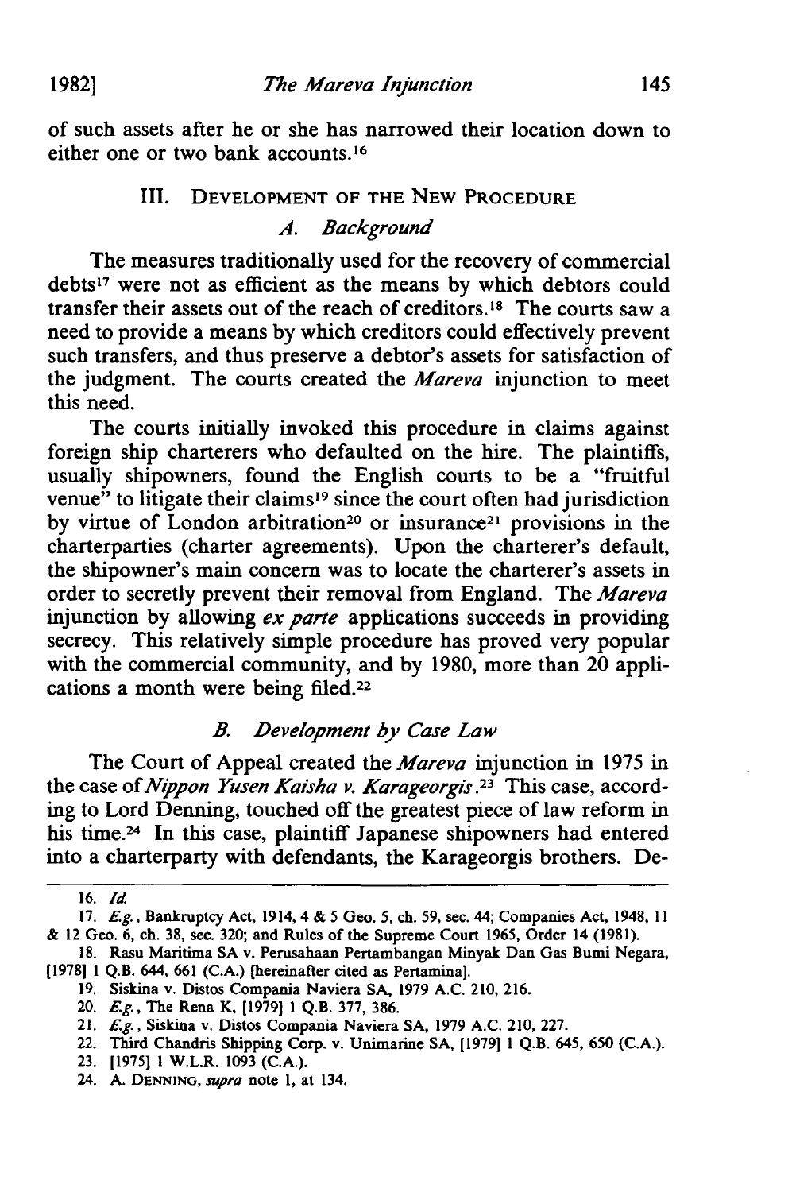of such assets after he or she has narrowed their location down to either one or two bank accounts.[16]

## III. Development of the New Procedure

### *A. Background*

The measures traditionally used for the recovery of commercial debts[17] were not as efficient as the means by which debtors could transfer their assets out of the reach of creditors.[18] The courts saw a need to provide a means by which creditors could effectively prevent such transfers, and thus preserve a debtor's assets for satisfaction of the judgment. The courts created the *Mareva* injunction to meet this need.

The courts initially invoked this procedure in claims against foreign ship charterers who defaulted on the hire. The plaintiffs, usually shipowners, found the English courts to be a "fruitful venue" to litigate their claims[19] since the court often had jurisdiction by virtue of London arbitration[20] or insurance[21] provisions in the charterparties (charter agreements). Upon the charterer's default, the shipowner's main concern was to locate the charterer's assets in order to secretly prevent their removal from England. The *Mareva* injunction by allowing *ex parte* applications succeeds in providing secrecy. This relatively simple procedure has proved very popular with the commercial community, and by 1980, more than 20 applications a month were being filed.[22]

### *B. Development by Case Law*

The Court of Appeal created the *Mareva* injunction in 1975 in the case of *Nippon Yusen Kaisha v. Karageorgis*.[23] This case, according to Lord Denning, touched off the greatest piece of law reform in his time.[24] In this case, plaintiff Japanese shipowners had entered into a charterparty with defendants, the Karageorgis brothers. De-

---

16. *Id.*

17. *E.g.*, Bankruptcy Act, 1914, 4 & 5 Geo. 5, ch. 59, sec. 44; Companies Act, 1948, 11 & 12 Geo. 6, ch. 38, sec. 320; and Rules of the Supreme Court 1965, Order 14 (1981).

18. Rasu Maritima SA v. Perusahaan Pertambangan Minyak Dan Gas Bumi Negara, [1978] 1 Q.B. 644, 661 (C.A.) [hereinafter cited as Pertamina].

19. Siskina v. Distos Compania Naviera SA, 1979 A.C. 210, 216.

20. *E.g.*, The Rena K, [1979] 1 Q.B. 377, 386.

21. *E.g.*, Siskina v. Distos Compania Naviera SA, 1979 A.C. 210, 227.

22. Third Chandris Shipping Corp. v. Unimarine SA, [1979] 1 Q.B. 645, 650 (C.A.).

23. [1975] 1 W.L.R. 1093 (C.A.).

24. A. Denning, *supra* note 1, at 134.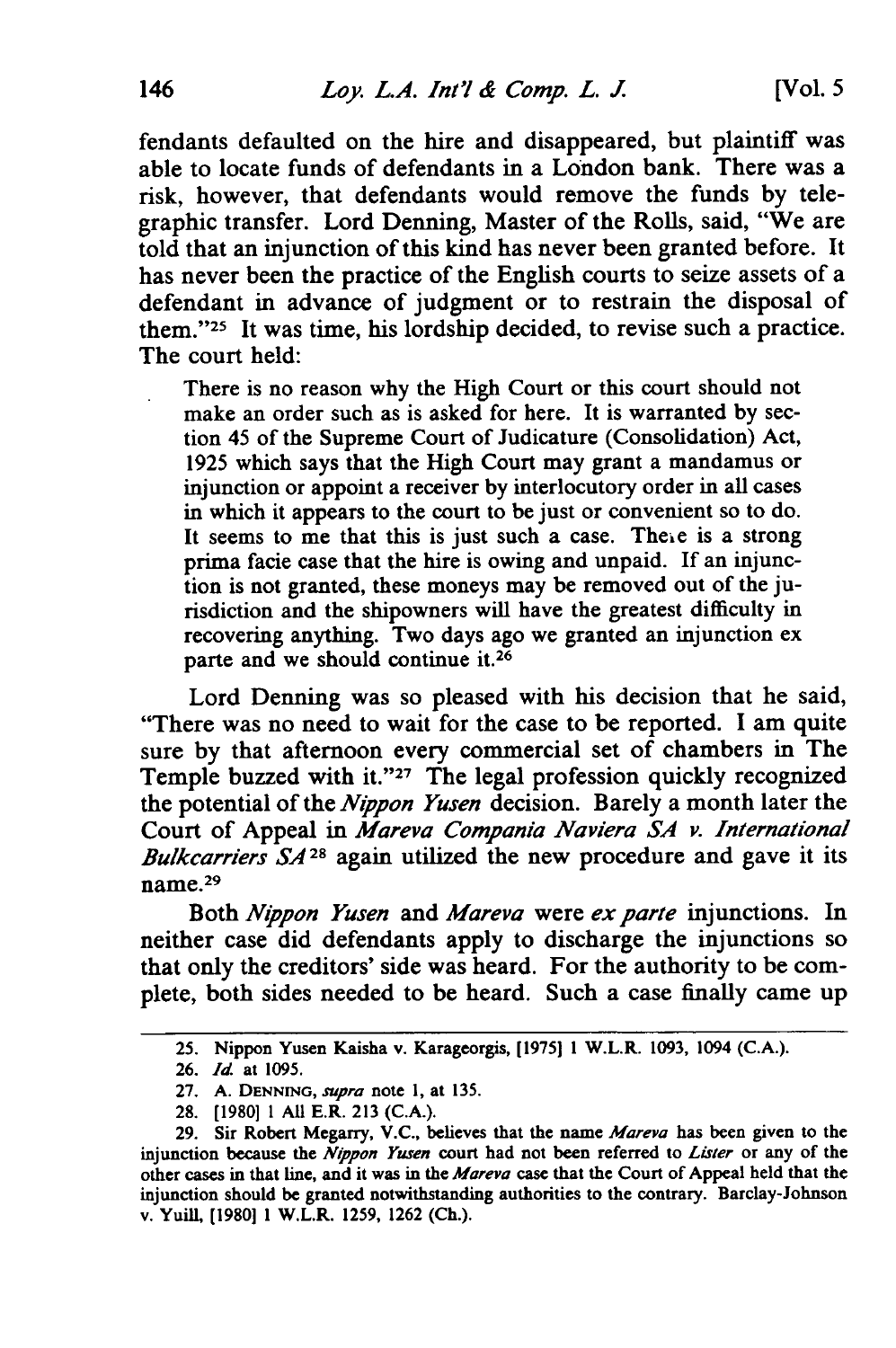fendants defaulted on the hire and disappeared, but plaintiff was able to locate funds of defendants in a London bank. There was a risk, however, that defendants would remove the funds by telegraphic transfer. Lord Denning, Master of the Rolls, said, "We are told that an injunction of this kind has never been granted before. It has never been the practice of the English courts to seize assets of a defendant in advance of judgment or to restrain the disposal of them."[25] It was time, his lordship decided, to revise such a practice. The court held:

> There is no reason why the High Court or this court should not make an order such as is asked for here. It is warranted by section 45 of the Supreme Court of Judicature (Consolidation) Act, 1925 which says that the High Court may grant a mandamus or injunction or appoint a receiver by interlocutory order in all cases in which it appears to the court to be just or convenient so to do. It seems to me that this is just such a case. There is a strong prima facie case that the hire is owing and unpaid. If an injunction is not granted, these moneys may be removed out of the jurisdiction and the shipowners will have the greatest difficulty in recovering anything. Two days ago we granted an injunction ex parte and we should continue it.[26]

Lord Denning was so pleased with his decision that he said, "There was no need to wait for the case to be reported. I am quite sure by that afternoon every commercial set of chambers in The Temple buzzed with it."[27] The legal profession quickly recognized the potential of the *Nippon Yusen* decision. Barely a month later the Court of Appeal in *Mareva Compania Naviera SA v. International Bulkcarriers SA*[28] again utilized the new procedure and gave it its name.[29]

Both *Nippon Yusen* and *Mareva* were *ex parte* injunctions. In neither case did defendants apply to discharge the injunctions so that only the creditors' side was heard. For the authority to be complete, both sides needed to be heard. Such a case finally came up

---

25. Nippon Yusen Kaisha v. Karageorgis, [1975] 1 W.L.R. 1093, 1094 (C.A.).

26. *Id.* at 1095.

27. A. DENNING, *supra* note 1, at 135.

28. [1980] 1 All E.R. 213 (C.A.).

29. Sir Robert Megarry, V.C., believes that the name *Mareva* has been given to the injunction because the *Nippon Yusen* court had not been referred to *Lister* or any of the other cases in that line, and it was in the *Mareva* case that the Court of Appeal held that the injunction should be granted notwithstanding authorities to the contrary. Barclay-Johnson v. Yuill, [1980] 1 W.L.R. 1259, 1262 (Ch.).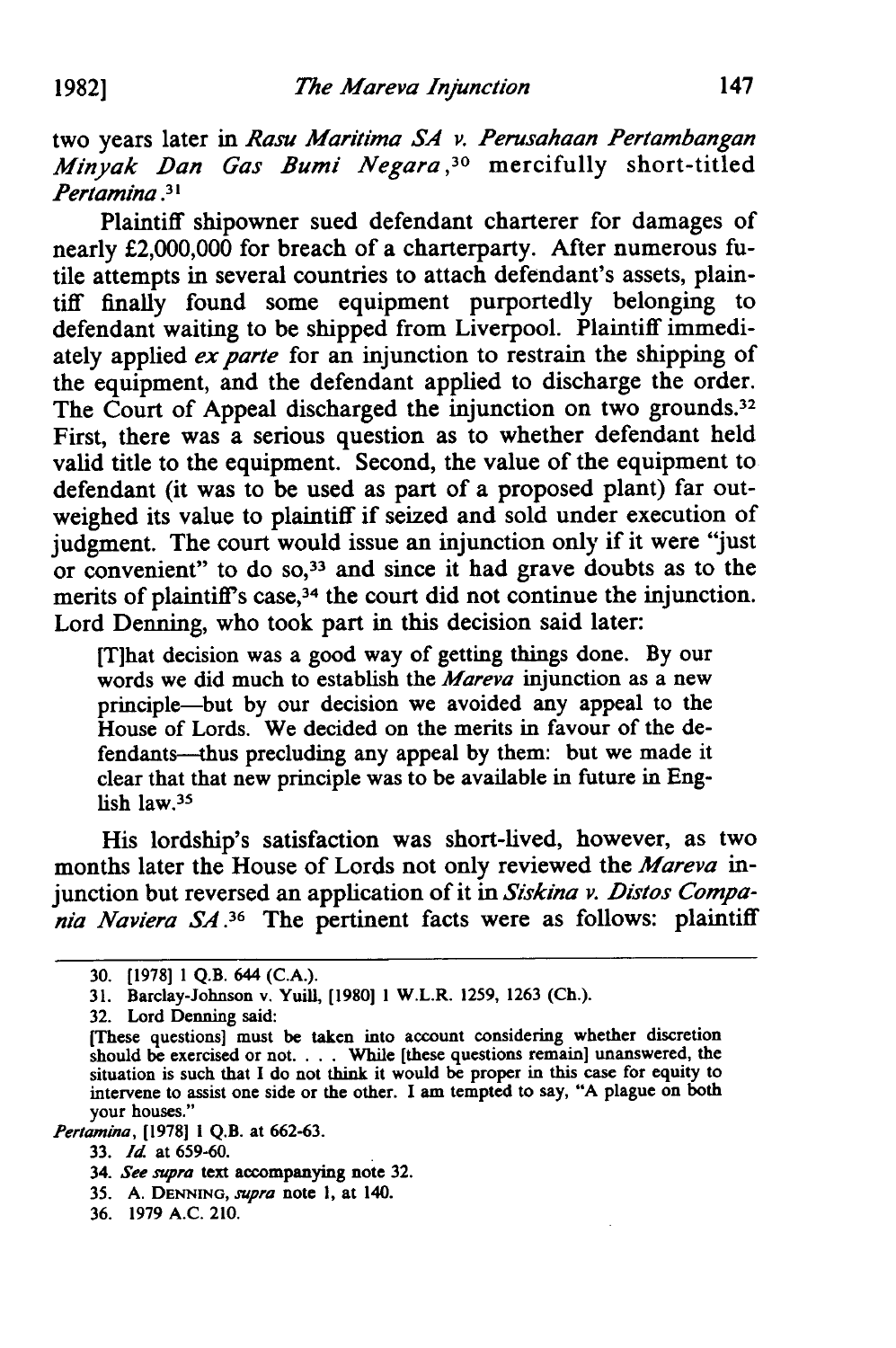two years later in *Rasu Maritima SA v. Perusahaan Pertambangan Minyak Dan Gas Bumi Negara*,[30] mercifully short-titled *Pertamina*.[31]

Plaintiff shipowner sued defendant charterer for damages of nearly £2,000,000 for breach of a charterparty. After numerous futile attempts in several countries to attach defendant's assets, plaintiff finally found some equipment purportedly belonging to defendant waiting to be shipped from Liverpool. Plaintiff immediately applied *ex parte* for an injunction to restrain the shipping of the equipment, and the defendant applied to discharge the order. The Court of Appeal discharged the injunction on two grounds.[32] First, there was a serious question as to whether defendant held valid title to the equipment. Second, the value of the equipment to defendant (it was to be used as part of a proposed plant) far outweighed its value to plaintiff if seized and sold under execution of judgment. The court would issue an injunction only if it were "just or convenient" to do so,[33] and since it had grave doubts as to the merits of plaintiff's case,[34] the court did not continue the injunction. Lord Denning, who took part in this decision said later:

> [T]hat decision was a good way of getting things done. By our words we did much to establish the *Mareva* injunction as a new principle—but by our decision we avoided any appeal to the House of Lords. We decided on the merits in favour of the defendants—thus precluding any appeal by them: but we made it clear that that new principle was to be available in future in English law.[35]

His lordship's satisfaction was short-lived, however, as two months later the House of Lords not only reviewed the *Mareva* injunction but reversed an application of it in *Siskina v. Distos Compania Naviera SA*.[36] The pertinent facts were as follows: plaintiff

---

30. [1978] 1 Q.B. 644 (C.A.).

31. Barclay-Johnson v. Yuill, [1980] 1 W.L.R. 1259, 1263 (Ch.).

32. Lord Denning said:

> [These questions] must be taken into account considering whether discretion should be exercised or not. . . . While [these questions remain] unanswered, the situation is such that I do not think it would be proper in this case for equity to intervene to assist one side or the other. I am tempted to say, "A plague on both your houses."

*Pertamina*, [1978] 1 Q.B. at 662-63.

33. *Id.* at 659-60.

34. *See supra* text accompanying note 32.

35. A. DENNING, *supra* note 1, at 140.

36. 1979 A.C. 210.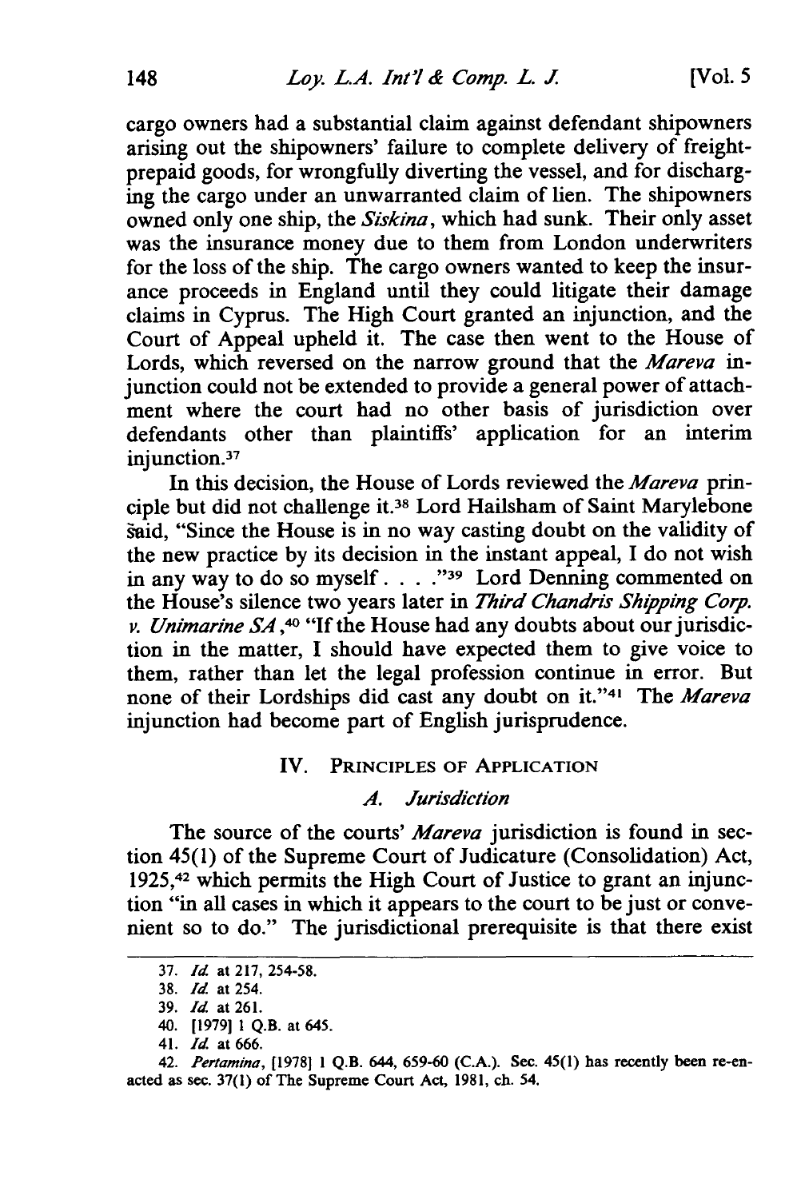cargo owners had a substantial claim against defendant shipowners arising out the shipowners' failure to complete delivery of freight-prepaid goods, for wrongfully diverting the vessel, and for discharging the cargo under an unwarranted claim of lien. The shipowners owned only one ship, the *Siskina*, which had sunk. Their only asset was the insurance money due to them from London underwriters for the loss of the ship. The cargo owners wanted to keep the insurance proceeds in England until they could litigate their damage claims in Cyprus. The High Court granted an injunction, and the Court of Appeal upheld it. The case then went to the House of Lords, which reversed on the narrow ground that the *Mareva* injunction could not be extended to provide a general power of attachment where the court had no other basis of jurisdiction over defendants other than plaintiffs' application for an interim injunction.[37]

In this decision, the House of Lords reviewed the *Mareva* principle but did not challenge it.[38] Lord Hailsham of Saint Marylebone said, "Since the House is in no way casting doubt on the validity of the new practice by its decision in the instant appeal, I do not wish in any way to do so myself . . . ."[39] Lord Denning commented on the House's silence two years later in *Third Chandris Shipping Corp. v. Unimarine SA*,[40] "If the House had any doubts about our jurisdiction in the matter, I should have expected them to give voice to them, rather than let the legal profession continue in error. But none of their Lordships did cast any doubt on it."[41] The *Mareva* injunction had become part of English jurisprudence.

## IV. Principles of Application

### *A. Jurisdiction*

The source of the courts' *Mareva* jurisdiction is found in section 45(1) of the Supreme Court of Judicature (Consolidation) Act, 1925,[42] which permits the High Court of Justice to grant an injunction "in all cases in which it appears to the court to be just or convenient so to do." The jurisdictional prerequisite is that there exist

---

37. *Id.* at 217, 254-58.

38. *Id.* at 254.

39. *Id.* at 261.

40. [1979] 1 Q.B. at 645.

41. *Id.* at 666.

42. *Pertamina*, [1978] 1 Q.B. 644, 659-60 (C.A.). Sec. 45(1) has recently been re-enacted as sec. 37(1) of The Supreme Court Act, 1981, ch. 54.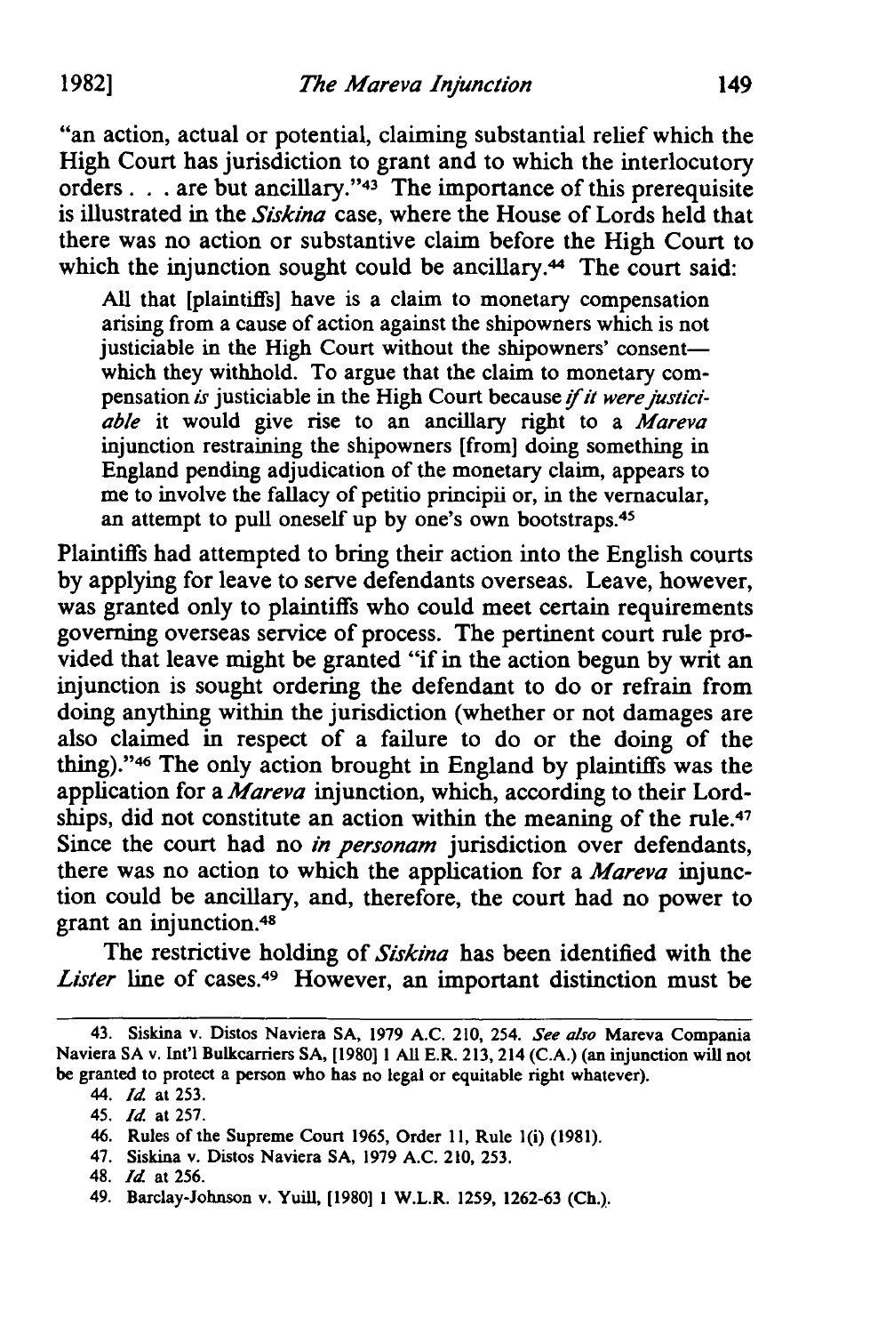"an action, actual or potential, claiming substantial relief which the High Court has jurisdiction to grant and to which the interlocutory orders . . . are but ancillary."[43] The importance of this prerequisite is illustrated in the *Siskina* case, where the House of Lords held that there was no action or substantive claim before the High Court to which the injunction sought could be ancillary.[44] The court said:

> All that [plaintiffs] have is a claim to monetary compensation arising from a cause of action against the shipowners which is not justiciable in the High Court without the shipowners' consent—which they withhold. To argue that the claim to monetary compensation *is* justiciable in the High Court because *if it were justiciable* it would give rise to an ancillary right to a *Mareva* injunction restraining the shipowners [from] doing something in England pending adjudication of the monetary claim, appears to me to involve the fallacy of petitio principii or, in the vernacular, an attempt to pull oneself up by one's own bootstraps.[45]

Plaintiffs had attempted to bring their action into the English courts by applying for leave to serve defendants overseas. Leave, however, was granted only to plaintiffs who could meet certain requirements governing overseas service of process. The pertinent court rule provided that leave might be granted "if in the action begun by writ an injunction is sought ordering the defendant to do or refrain from doing anything within the jurisdiction (whether or not damages are also claimed in respect of a failure to do or the doing of the thing)."[46] The only action brought in England by plaintiffs was the application for a *Mareva* injunction, which, according to their Lordships, did not constitute an action within the meaning of the rule.[47] Since the court had no *in personam* jurisdiction over defendants, there was no action to which the application for a *Mareva* injunction could be ancillary, and, therefore, the court had no power to grant an injunction.[48]

The restrictive holding of *Siskina* has been identified with the *Lister* line of cases.[49] However, an important distinction must be

---

43. Siskina v. Distos Naviera SA, 1979 A.C. 210, 254. *See also* Mareva Compania Naviera SA v. Int'l Bulkcarriers SA, [1980] 1 All E.R. 213, 214 (C.A.) (an injunction will not be granted to protect a person who has no legal or equitable right whatever).

44. *Id.* at 253.

45. *Id.* at 257.

46. Rules of the Supreme Court 1965, Order 11, Rule 1(i) (1981).

47. Siskina v. Distos Naviera SA, 1979 A.C. 210, 253.

48. *Id.* at 256.

49. Barclay-Johnson v. Yuill, [1980] 1 W.L.R. 1259, 1262-63 (Ch.).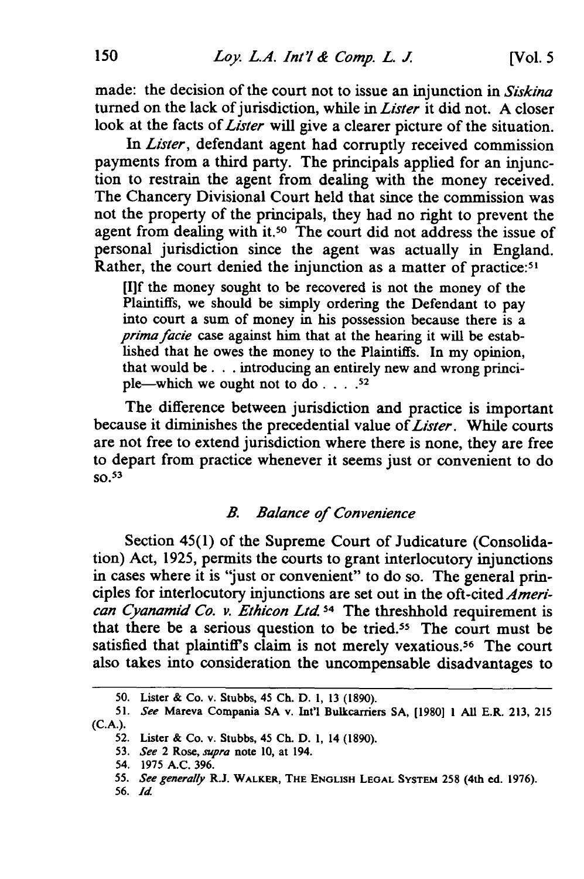made: the decision of the court not to issue an injunction in *Siskina* turned on the lack of jurisdiction, while in *Lister* it did not. A closer look at the facts of *Lister* will give a clearer picture of the situation.

In *Lister*, defendant agent had corruptly received commission payments from a third party. The principals applied for an injunction to restrain the agent from dealing with the money received. The Chancery Divisional Court held that since the commission was not the property of the principals, they had no right to prevent the agent from dealing with it.[50] The court did not address the issue of personal jurisdiction since the agent was actually in England. Rather, the court denied the injunction as a matter of practice:[51]

> [I]f the money sought to be recovered is not the money of the Plaintiffs, we should be simply ordering the Defendant to pay into court a sum of money in his possession because there is a *prima facie* case against him that at the hearing it will be established that he owes the money to the Plaintiffs. In my opinion, that would be . . . introducing an entirely new and wrong principle—which we ought not to do . . . .[52]

The difference between jurisdiction and practice is important because it diminishes the precedential value of *Lister*. While courts are not free to extend jurisdiction where there is none, they are free to depart from practice whenever it seems just or convenient to do so.[53]

### *B. Balance of Convenience*

Section 45(1) of the Supreme Court of Judicature (Consolidation) Act, 1925, permits the courts to grant interlocutory injunctions in cases where it is "just or convenient" to do so. The general principles for interlocutory injunctions are set out in the oft-cited *American Cyanamid Co. v. Ethicon Ltd.*[54] The threshhold requirement is that there be a serious question to be tried.[55] The court must be satisfied that plaintiff's claim is not merely vexatious.[56] The court also takes into consideration the uncompensable disadvantages to

---

50. Lister & Co. v. Stubbs, 45 Ch. D. 1, 13 (1890).

51. *See* Mareva Compania SA v. Int'l Bulkcarriers SA, [1980] 1 All E.R. 213, 215 (C.A.).

52. Lister & Co. v. Stubbs, 45 Ch. D. 1, 14 (1890).

53. *See* 2 Rose, *supra* note 10, at 194.

54. 1975 A.C. 396.

55. *See generally* R.J. WALKER, THE ENGLISH LEGAL SYSTEM 258 (4th ed. 1976).

56. *Id.*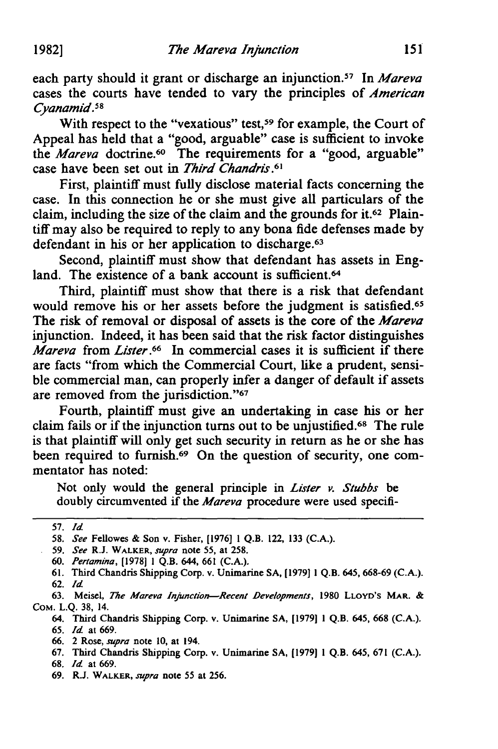each party should it grant or discharge an injunction.[57] In *Mareva* cases the courts have tended to vary the principles of *American Cyanamid*.[58]

With respect to the "vexatious" test,[59] for example, the Court of Appeal has held that a "good, arguable" case is sufficient to invoke the *Mareva* doctrine.[60] The requirements for a "good, arguable" case have been set out in *Third Chandris*.[61]

First, plaintiff must fully disclose material facts concerning the case. In this connection he or she must give all particulars of the claim, including the size of the claim and the grounds for it.[62] Plaintiff may also be required to reply to any bona fide defenses made by defendant in his or her application to discharge.[63]

Second, plaintiff must show that defendant has assets in England. The existence of a bank account is sufficient.[64]

Third, plaintiff must show that there is a risk that defendant would remove his or her assets before the judgment is satisfied.[65] The risk of removal or disposal of assets is the core of the *Mareva* injunction. Indeed, it has been said that the risk factor distinguishes *Mareva* from *Lister*.[66] In commercial cases it is sufficient if there are facts "from which the Commercial Court, like a prudent, sensible commercial man, can properly infer a danger of default if assets are removed from the jurisdiction."[67]

Fourth, plaintiff must give an undertaking in case his or her claim fails or if the injunction turns out to be unjustified.[68] The rule is that plaintiff will only get such security in return as he or she has been required to furnish.[69] On the question of security, one commentator has noted:

> Not only would the general principle in *Lister v. Stubbs* be doubly circumvented if the *Mareva* procedure were used specifi-

---

57. *Id.*

58. *See* Fellowes & Son v. Fisher, [1976] 1 Q.B. 122, 133 (C.A.).

59. *See* R.J. WALKER, *supra* note 55, at 258.

60. *Pertamina*, [1978] 1 Q.B. 644, 661 (C.A.).

61. Third Chandris Shipping Corp. v. Unimarine SA, [1979] 1 Q.B. 645, 668-69 (C.A.).

62. *Id.*

63. Meisel, *The Mareva Injunction—Recent Developments*, 1980 LLOYD'S MAR. & COM. L.Q. 38, 14.

64. Third Chandris Shipping Corp. v. Unimarine SA, [1979] 1 Q.B. 645, 668 (C.A.).

65. *Id.* at 669.

66. 2 Rose, *supra* note 10, at 194.

67. Third Chandris Shipping Corp. v. Unimarine SA, [1979] 1 Q.B. 645, 671 (C.A.).

68. *Id.* at 669.

69. R.J. WALKER, *supra* note 55 at 256.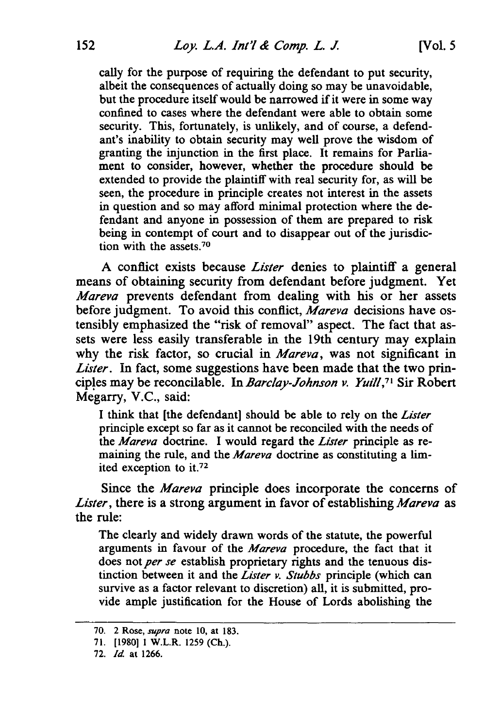cally for the purpose of requiring the defendant to put security, albeit the consequences of actually doing so may be unavoidable, but the procedure itself would be narrowed if it were in some way confined to cases where the defendant were able to obtain some security. This, fortunately, is unlikely, and of course, a defendant's inability to obtain security may well prove the wisdom of granting the injunction in the first place. It remains for Parliament to consider, however, whether the procedure should be extended to provide the plaintiff with real security for, as will be seen, the procedure in principle creates not interest in the assets in question and so may afford minimal protection where the defendant and anyone in possession of them are prepared to risk being in contempt of court and to disappear out of the jurisdiction with the assets.[70]

A conflict exists because *Lister* denies to plaintiff a general means of obtaining security from defendant before judgment. Yet *Mareva* prevents defendant from dealing with his or her assets before judgment. To avoid this conflict, *Mareva* decisions have ostensibly emphasized the "risk of removal" aspect. The fact that assets were less easily transferable in the 19th century may explain why the risk factor, so crucial in *Mareva*, was not significant in *Lister*. In fact, some suggestions have been made that the two principles may be reconcilable. In *Barclay-Johnson v. Yuill*,[71] Sir Robert Megarry, V.C., said:

> I think that [the defendant] should be able to rely on the *Lister* principle except so far as it cannot be reconciled with the needs of the *Mareva* doctrine. I would regard the *Lister* principle as remaining the rule, and the *Mareva* doctrine as constituting a limited exception to it.[72]

Since the *Mareva* principle does incorporate the concerns of *Lister*, there is a strong argument in favor of establishing *Mareva* as the rule:

> The clearly and widely drawn words of the statute, the powerful arguments in favour of the *Mareva* procedure, the fact that it does not *per se* establish proprietary rights and the tenuous distinction between it and the *Lister v. Stubbs* principle (which can survive as a factor relevant to discretion) all, it is submitted, provide ample justification for the House of Lords abolishing the

70. 2 Rose, *supra* note 10, at 183.

71. [1980] 1 W.L.R. 1259 (Ch.).

72. *Id.* at 1266.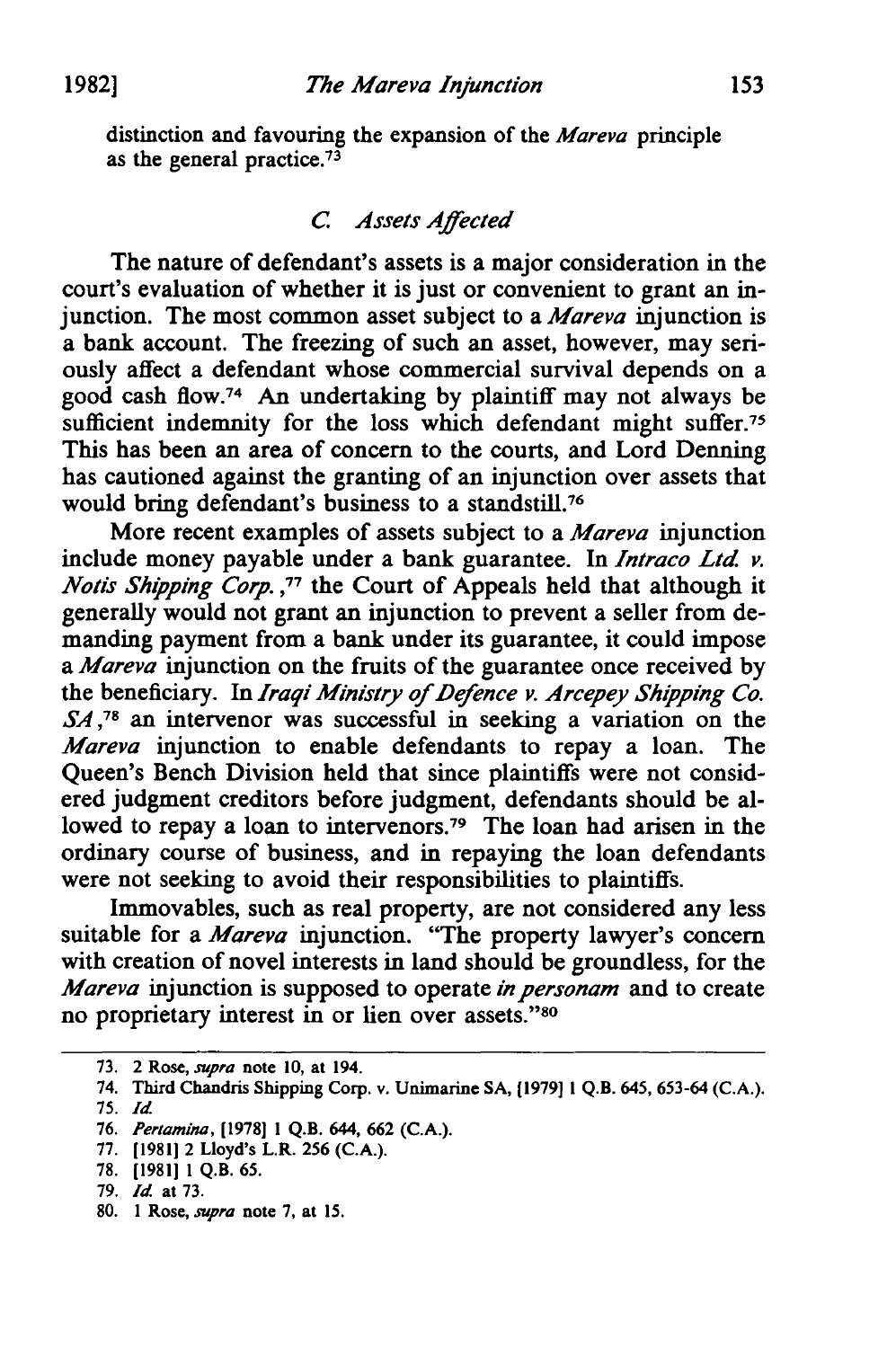distinction and favouring the expansion of the *Mareva* principle as the general practice.[73]

### *C. Assets Affected*

The nature of defendant's assets is a major consideration in the court's evaluation of whether it is just or convenient to grant an injunction. The most common asset subject to a *Mareva* injunction is a bank account. The freezing of such an asset, however, may seriously affect a defendant whose commercial survival depends on a good cash flow.[74] An undertaking by plaintiff may not always be sufficient indemnity for the loss which defendant might suffer.[75] This has been an area of concern to the courts, and Lord Denning has cautioned against the granting of an injunction over assets that would bring defendant's business to a standstill.[76]

More recent examples of assets subject to a *Mareva* injunction include money payable under a bank guarantee. In *Intraco Ltd. v. Notis Shipping Corp.*,[77] the Court of Appeals held that although it generally would not grant an injunction to prevent a seller from demanding payment from a bank under its guarantee, it could impose a *Mareva* injunction on the fruits of the guarantee once received by the beneficiary. In *Iraqi Ministry of Defence v. Arcepey Shipping Co. SA*,[78] an intervenor was successful in seeking a variation on the *Mareva* injunction to enable defendants to repay a loan. The Queen's Bench Division held that since plaintiffs were not considered judgment creditors before judgment, defendants should be allowed to repay a loan to intervenors.[79] The loan had arisen in the ordinary course of business, and in repaying the loan defendants were not seeking to avoid their responsibilities to plaintiffs.

Immovables, such as real property, are not considered any less suitable for a *Mareva* injunction. "The property lawyer's concern with creation of novel interests in land should be groundless, for the *Mareva* injunction is supposed to operate *in personam* and to create no proprietary interest in or lien over assets."[80]

---

73. 2 Rose, *supra* note 10, at 194.

74. Third Chandris Shipping Corp. v. Unimarine SA, [1979] 1 Q.B. 645, 653-64 (C.A.).

75. *Id.*

76. *Pertamina*, [1978] 1 Q.B. 644, 662 (C.A.).

77. [1981] 2 Lloyd's L.R. 256 (C.A.).

78. [1981] 1 Q.B. 65.

79. *Id.* at 73.

80. 1 Rose, *supra* note 7, at 15.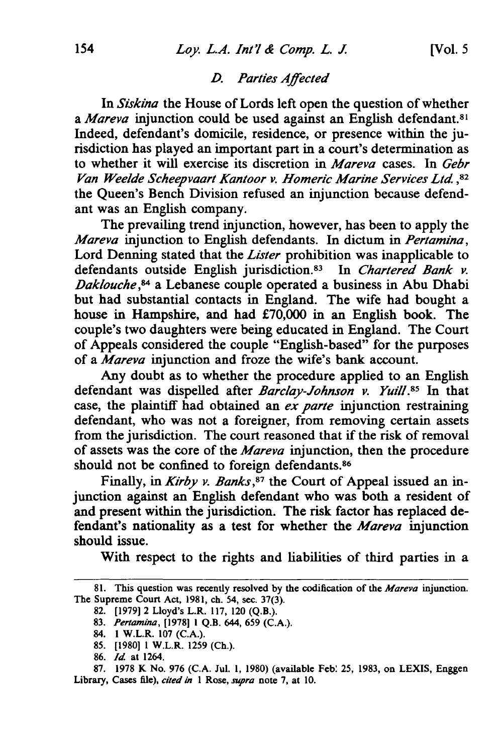### D. Parties Affected

In *Siskina* the House of Lords left open the question of whether a *Mareva* injunction could be used against an English defendant.[81] Indeed, defendant's domicile, residence, or presence within the jurisdiction has played an important part in a court's determination as to whether it will exercise its discretion in *Mareva* cases. In *Gebr Van Weelde Scheepvaart Kantoor v. Homeric Marine Services Ltd.*,[82] the Queen's Bench Division refused an injunction because defendant was an English company.

The prevailing trend injunction, however, has been to apply the *Mareva* injunction to English defendants. In dictum in *Pertamina*, Lord Denning stated that the *Lister* prohibition was inapplicable to defendants outside English jurisdiction.[83] In *Chartered Bank v. Daklouche*,[84] a Lebanese couple operated a business in Abu Dhabi but had substantial contacts in England. The wife had bought a house in Hampshire, and had £70,000 in an English book. The couple's two daughters were being educated in England. The Court of Appeals considered the couple "English-based" for the purposes of a *Mareva* injunction and froze the wife's bank account.

Any doubt as to whether the procedure applied to an English defendant was dispelled after *Barclay-Johnson v. Yuill*.[85] In that case, the plaintiff had obtained an *ex parte* injunction restraining defendant, who was not a foreigner, from removing certain assets from the jurisdiction. The court reasoned that if the risk of removal of assets was the core of the *Mareva* injunction, then the procedure should not be confined to foreign defendants.[86]

Finally, in *Kirby v. Banks*,[87] the Court of Appeal issued an injunction against an English defendant who was both a resident of and present within the jurisdiction. The risk factor has replaced defendant's nationality as a test for whether the *Mareva* injunction should issue.

With respect to the rights and liabilities of third parties in a

---

81. This question was recently resolved by the codification of the *Mareva* injunction. The Supreme Court Act, 1981, ch. 54, sec. 37(3).

82. [1979] 2 Lloyd's L.R. 117, 120 (Q.B.).

83. *Pertamina*, [1978] 1 Q.B. 644, 659 (C.A.).

84. 1 W.L.R. 107 (C.A.).

85. [1980] 1 W.L.R. 1259 (Ch.).

86. *Id.* at 1264.

87. 1978 K No. 976 (C.A. Jul. 1, 1980) (available Feb. 25, 1983, on LEXIS, Enggen Library, Cases file), *cited in* 1 Rose, *supra* note 7, at 10.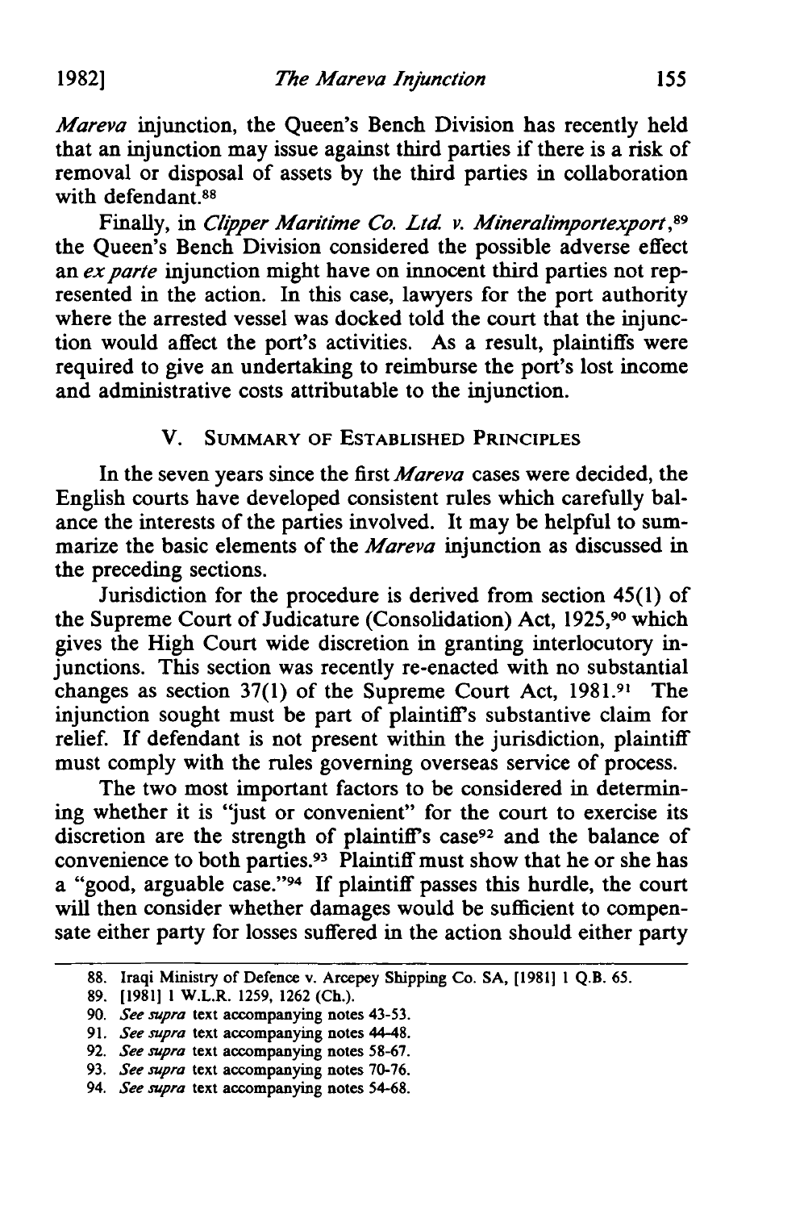*Mareva* injunction, the Queen's Bench Division has recently held that an injunction may issue against third parties if there is a risk of removal or disposal of assets by the third parties in collaboration with defendant.[88]

Finally, in *Clipper Maritime Co. Ltd. v. Mineralimportexport*,[89] the Queen's Bench Division considered the possible adverse effect an *ex parte* injunction might have on innocent third parties not represented in the action. In this case, lawyers for the port authority where the arrested vessel was docked told the court that the injunction would affect the port's activities. As a result, plaintiffs were required to give an undertaking to reimburse the port's lost income and administrative costs attributable to the injunction.

## V. Summary of Established Principles

In the seven years since the first *Mareva* cases were decided, the English courts have developed consistent rules which carefully balance the interests of the parties involved. It may be helpful to summarize the basic elements of the *Mareva* injunction as discussed in the preceding sections.

Jurisdiction for the procedure is derived from section 45(1) of the Supreme Court of Judicature (Consolidation) Act, 1925,[90] which gives the High Court wide discretion in granting interlocutory injunctions. This section was recently re-enacted with no substantial changes as section 37(1) of the Supreme Court Act, 1981.[91] The injunction sought must be part of plaintiff's substantive claim for relief. If defendant is not present within the jurisdiction, plaintiff must comply with the rules governing overseas service of process.

The two most important factors to be considered in determining whether it is "just or convenient" for the court to exercise its discretion are the strength of plaintiff's case[92] and the balance of convenience to both parties.[93] Plaintiff must show that he or she has a "good, arguable case."[94] If plaintiff passes this hurdle, the court will then consider whether damages would be sufficient to compensate either party for losses suffered in the action should either party

---

88. Iraqi Ministry of Defence v. Arcepey Shipping Co. SA, [1981] 1 Q.B. 65.

89. [1981] 1 W.L.R. 1259, 1262 (Ch.).

90. *See supra* text accompanying notes 43-53.

91. *See supra* text accompanying notes 44-48.

92. *See supra* text accompanying notes 58-67.

93. *See supra* text accompanying notes 70-76.

94. *See supra* text accompanying notes 54-68.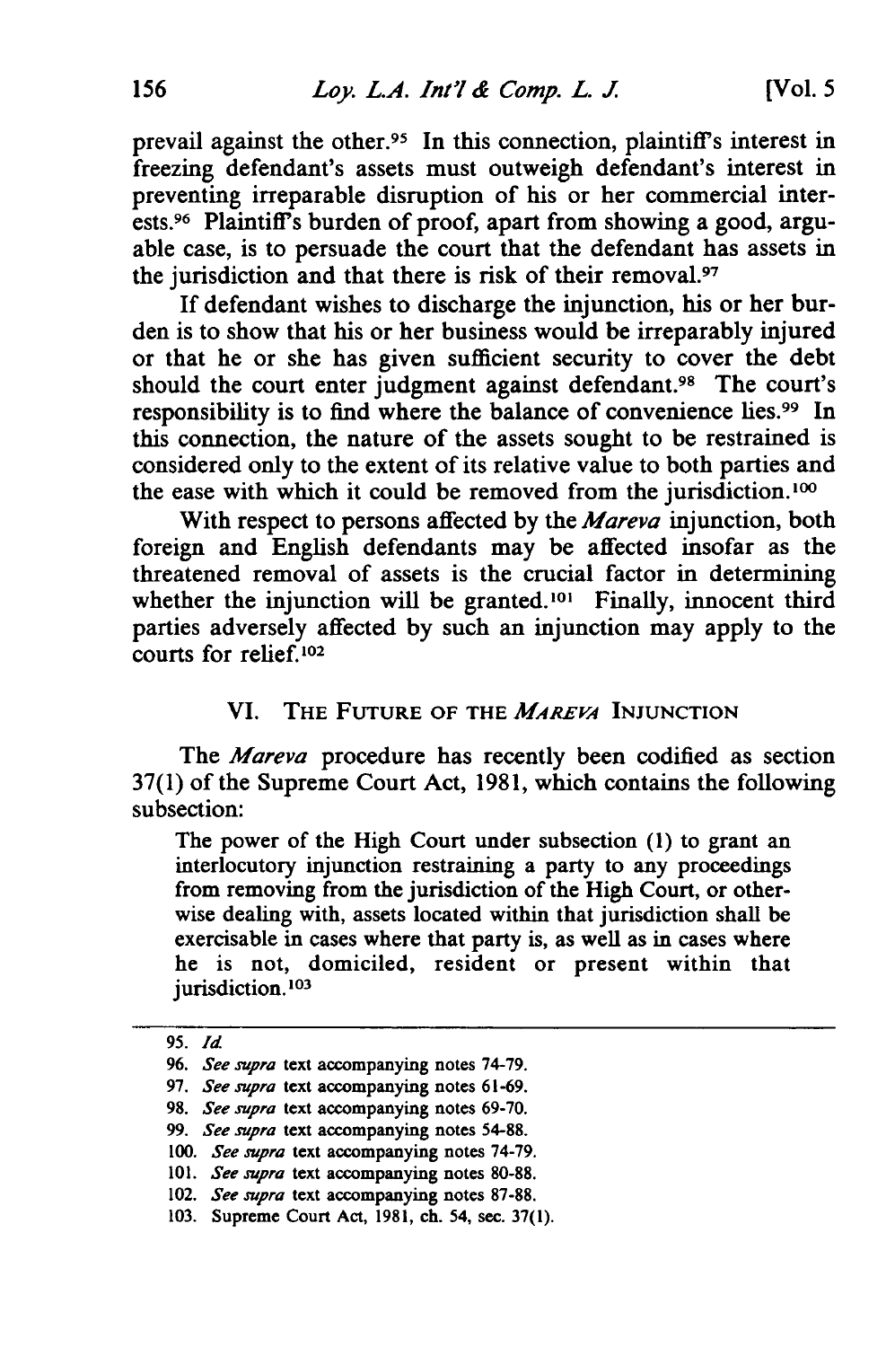prevail against the other.[95] In this connection, plaintiff's interest in freezing defendant's assets must outweigh defendant's interest in preventing irreparable disruption of his or her commercial interests.[96] Plaintiff's burden of proof, apart from showing a good, arguable case, is to persuade the court that the defendant has assets in the jurisdiction and that there is risk of their removal.[97]

If defendant wishes to discharge the injunction, his or her burden is to show that his or her business would be irreparably injured or that he or she has given sufficient security to cover the debt should the court enter judgment against defendant.[98] The court's responsibility is to find where the balance of convenience lies.[99] In this connection, the nature of the assets sought to be restrained is considered only to the extent of its relative value to both parties and the ease with which it could be removed from the jurisdiction.[100]

With respect to persons affected by the *Mareva* injunction, both foreign and English defendants may be affected insofar as the threatened removal of assets is the crucial factor in determining whether the injunction will be granted.[101] Finally, innocent third parties adversely affected by such an injunction may apply to the courts for relief.[102]

## VI. The Future of the *Mareva* Injunction

The *Mareva* procedure has recently been codified as section 37(1) of the Supreme Court Act, 1981, which contains the following subsection:

> The power of the High Court under subsection (1) to grant an interlocutory injunction restraining a party to any proceedings from removing from the jurisdiction of the High Court, or otherwise dealing with, assets located within that jurisdiction shall be exercisable in cases where that party is, as well as in cases where he is not, domiciled, resident or present within that jurisdiction.[103]

---

95. *Id.*

96. *See supra* text accompanying notes 74-79.

97. *See supra* text accompanying notes 61-69.

98. *See supra* text accompanying notes 69-70.

99. *See supra* text accompanying notes 54-88.

100. *See supra* text accompanying notes 74-79.

101. *See supra* text accompanying notes 80-88.

102. *See supra* text accompanying notes 87-88.

103. Supreme Court Act, 1981, ch. 54, sec. 37(1).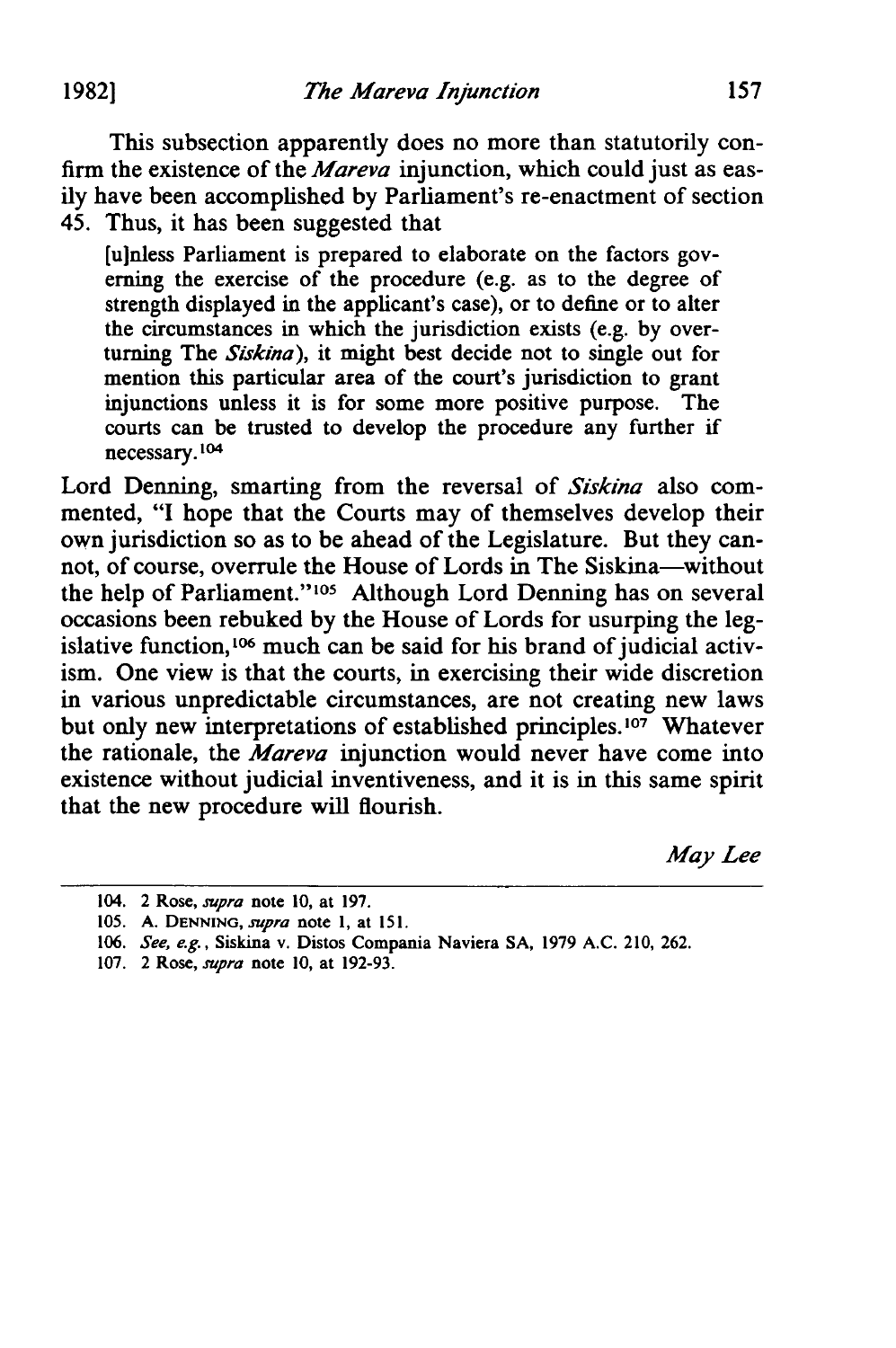This subsection apparently does no more than statutorily confirm the existence of the *Mareva* injunction, which could just as easily have been accomplished by Parliament's re-enactment of section 45. Thus, it has been suggested that

> [u]nless Parliament is prepared to elaborate on the factors governing the exercise of the procedure (e.g. as to the degree of strength displayed in the applicant's case), or to define or to alter the circumstances in which the jurisdiction exists (e.g. by overturning The *Siskina*), it might best decide not to single out for mention this particular area of the court's jurisdiction to grant injunctions unless it is for some more positive purpose. The courts can be trusted to develop the procedure any further if necessary.[104]

Lord Denning, smarting from the reversal of *Siskina* also commented, "I hope that the Courts may of themselves develop their own jurisdiction so as to be ahead of the Legislature. But they cannot, of course, overrule the House of Lords in The Siskina—without the help of Parliament."[105] Although Lord Denning has on several occasions been rebuked by the House of Lords for usurping the legislative function,[106] much can be said for his brand of judicial activism. One view is that the courts, in exercising their wide discretion in various unpredictable circumstances, are not creating new laws but only new interpretations of established principles.[107] Whatever the rationale, the *Mareva* injunction would never have come into existence without judicial inventiveness, and it is in this same spirit that the new procedure will flourish.

*May Lee*

---

104. 2 Rose, *supra* note 10, at 197.

105. A. DENNING, *supra* note 1, at 151.

106. *See, e.g.*, Siskina v. Distos Compania Naviera SA, 1979 A.C. 210, 262.

107. 2 Rose, *supra* note 10, at 192-93.